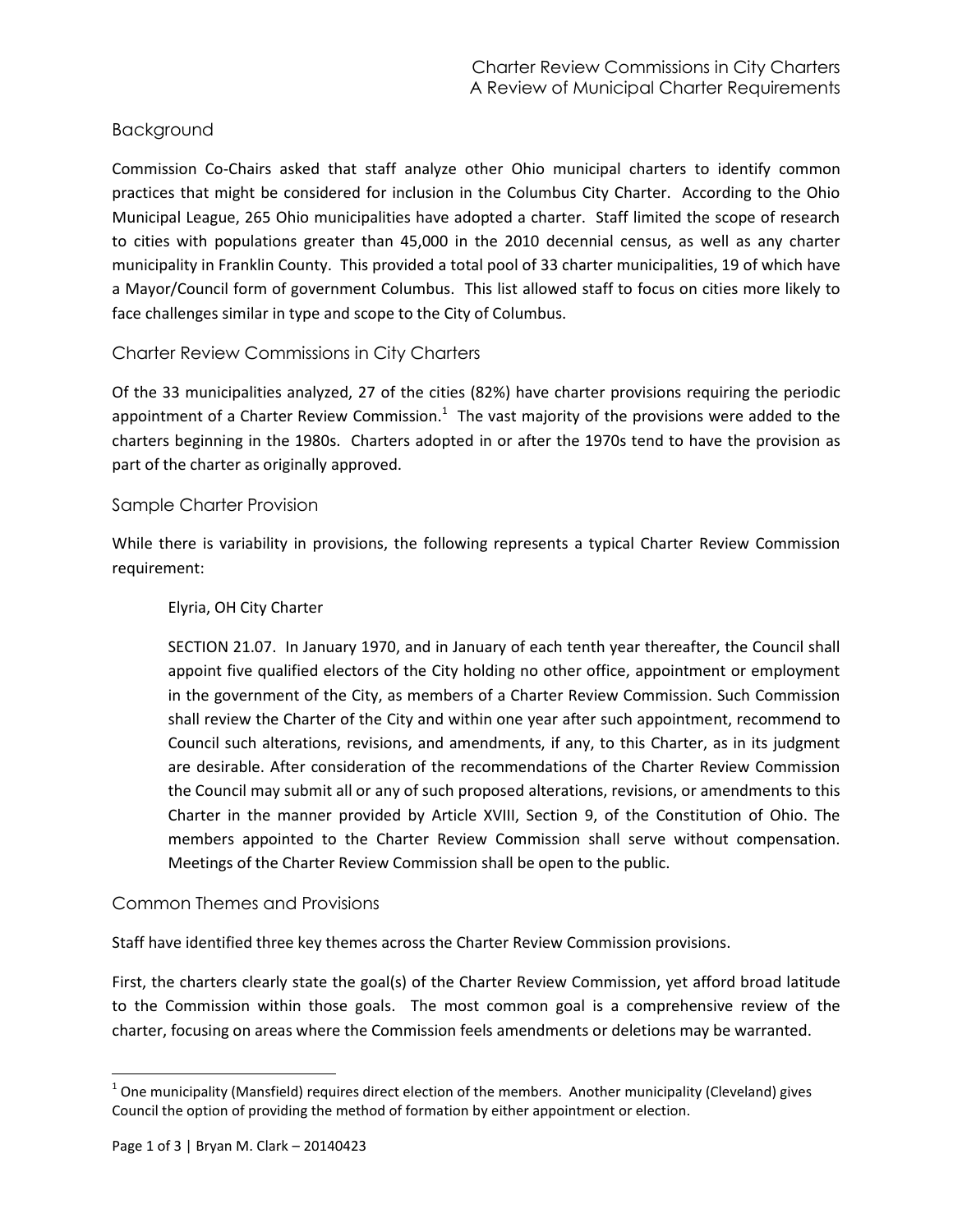# Charter Review Commissions in City Charters
## A Review of Municipal Charter Requirements

### Background

Commission Co-Chairs asked that staff analyze other Ohio municipal charters to identify common practices that might be considered for inclusion in the Columbus City Charter. According to the Ohio Municipal League, 265 Ohio municipalities have adopted a charter. Staff limited the scope of research to cities with populations greater than 45,000 in the 2010 decennial census, as well as any charter municipality in Franklin County. This provided a total pool of 33 charter municipalities, 19 of which have a Mayor/Council form of government Columbus. This list allowed staff to focus on cities more likely to face challenges similar in type and scope to the City of Columbus.

### Charter Review Commissions in City Charters

Of the 33 municipalities analyzed, 27 of the cities (82%) have charter provisions requiring the periodic appointment of a Charter Review Commission.[1] The vast majority of the provisions were added to the charters beginning in the 1980s. Charters adopted in or after the 1970s tend to have the provision as part of the charter as originally approved.

### Sample Charter Provision

While there is variability in provisions, the following represents a typical Charter Review Commission requirement:

> Elyria, OH City Charter
>
> SECTION 21.07. In January 1970, and in January of each tenth year thereafter, the Council shall appoint five qualified electors of the City holding no other office, appointment or employment in the government of the City, as members of a Charter Review Commission. Such Commission shall review the Charter of the City and within one year after such appointment, recommend to Council such alterations, revisions, and amendments, if any, to this Charter, as in its judgment are desirable. After consideration of the recommendations of the Charter Review Commission the Council may submit all or any of such proposed alterations, revisions, or amendments to this Charter in the manner provided by Article XVIII, Section 9, of the Constitution of Ohio. The members appointed to the Charter Review Commission shall serve without compensation. Meetings of the Charter Review Commission shall be open to the public.

### Common Themes and Provisions

Staff have identified three key themes across the Charter Review Commission provisions.

First, the charters clearly state the goal(s) of the Charter Review Commission, yet afford broad latitude to the Commission within those goals. The most common goal is a comprehensive review of the charter, focusing on areas where the Commission feels amendments or deletions may be warranted.

---

[1] One municipality (Mansfield) requires direct election of the members. Another municipality (Cleveland) gives Council the option of providing the method of formation by either appointment or election.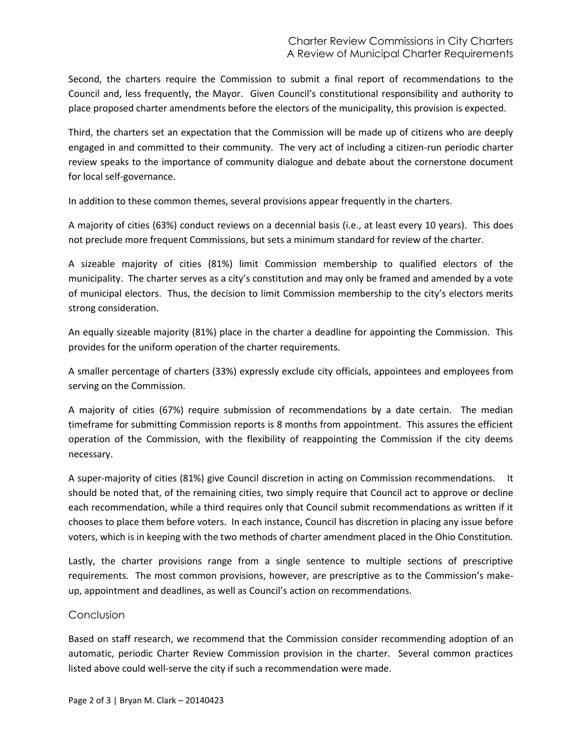Second, the charters require the Commission to submit a final report of recommendations to the Council and, less frequently, the Mayor. Given Council's constitutional responsibility and authority to place proposed charter amendments before the electors of the municipality, this provision is expected.

Third, the charters set an expectation that the Commission will be made up of citizens who are deeply engaged in and committed to their community. The very act of including a citizen-run periodic charter review speaks to the importance of community dialogue and debate about the cornerstone document for local self-governance.

In addition to these common themes, several provisions appear frequently in the charters.

A majority of cities (63%) conduct reviews on a decennial basis (i.e., at least every 10 years). This does not preclude more frequent Commissions, but sets a minimum standard for review of the charter.

A sizeable majority of cities (81%) limit Commission membership to qualified electors of the municipality. The charter serves as a city's constitution and may only be framed and amended by a vote of municipal electors. Thus, the decision to limit Commission membership to the city's electors merits strong consideration.

An equally sizeable majority (81%) place in the charter a deadline for appointing the Commission. This provides for the uniform operation of the charter requirements.

A smaller percentage of charters (33%) expressly exclude city officials, appointees and employees from serving on the Commission.

A majority of cities (67%) require submission of recommendations by a date certain. The median timeframe for submitting Commission reports is 8 months from appointment. This assures the efficient operation of the Commission, with the flexibility of reappointing the Commission if the city deems necessary.

A super-majority of cities (81%) give Council discretion in acting on Commission recommendations. It should be noted that, of the remaining cities, two simply require that Council act to approve or decline each recommendation, while a third requires only that Council submit recommendations as written if it chooses to place them before voters. In each instance, Council has discretion in placing any issue before voters, which is in keeping with the two methods of charter amendment placed in the Ohio Constitution.

Lastly, the charter provisions range from a single sentence to multiple sections of prescriptive requirements. The most common provisions, however, are prescriptive as to the Commission's make-up, appointment and deadlines, as well as Council's action on recommendations.

## Conclusion

Based on staff research, we recommend that the Commission consider recommending adoption of an automatic, periodic Charter Review Commission provision in the charter. Several common practices listed above could well-serve the city if such a recommendation were made.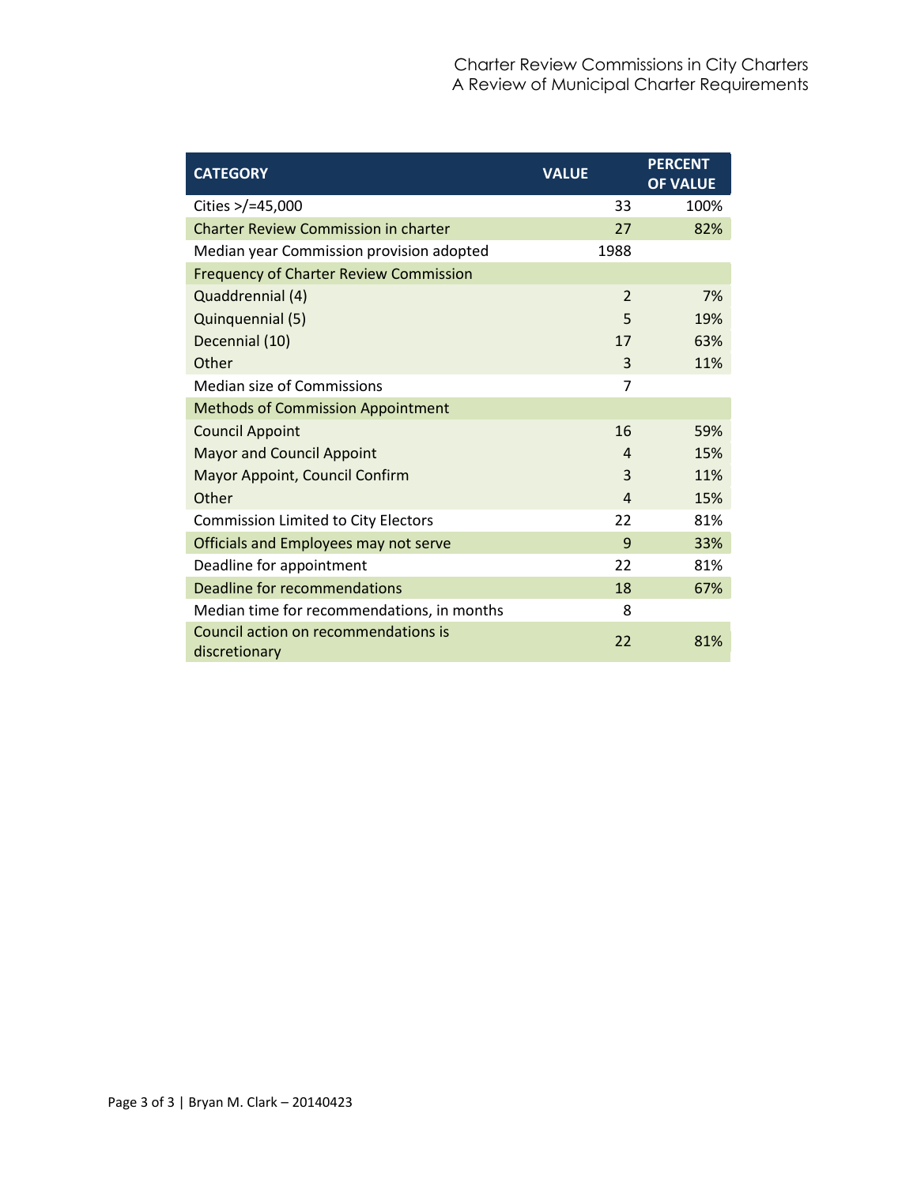| CATEGORY | VALUE | PERCENT OF VALUE |
|---|---|---|
| Cities >/=45,000 | 33 | 100% |
| Charter Review Commission in charter | 27 | 82% |
| Median year Commission provision adopted | 1988 | |
| Frequency of Charter Review Commission | | |
| Quaddrennial (4) | 2 | 7% |
| Quinquennial (5) | 5 | 19% |
| Decennial (10) | 17 | 63% |
| Other | 3 | 11% |
| Median size of Commissions | 7 | |
| Methods of Commission Appointment | | |
| Council Appoint | 16 | 59% |
| Mayor and Council Appoint | 4 | 15% |
| Mayor Appoint, Council Confirm | 3 | 11% |
| Other | 4 | 15% |
| Commission Limited to City Electors | 22 | 81% |
| Officials and Employees may not serve | 9 | 33% |
| Deadline for appointment | 22 | 81% |
| Deadline for recommendations | 18 | 67% |
| Median time for recommendations, in months | 8 | |
| Council action on recommendations is discretionary | 22 | 81% |